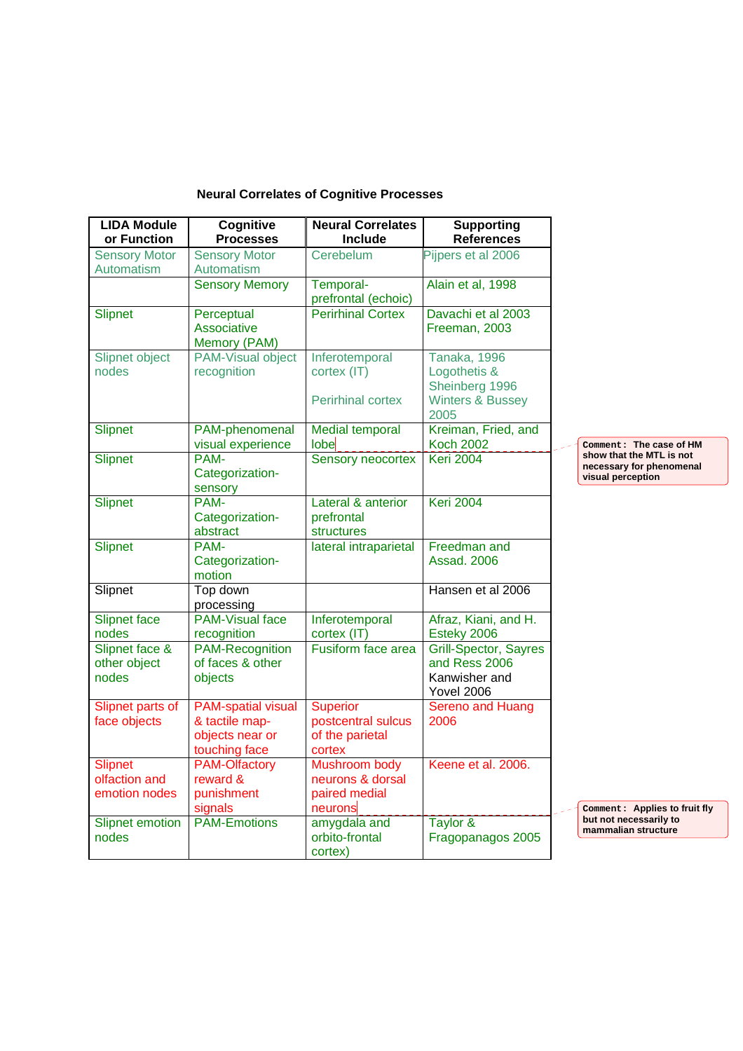**Neural Correlates of Cognitive Processes**

| LIDA Module or Function | Cognitive Processes | Neural Correlates Include | Supporting References |
|---|---|---|---|
| Sensory Motor Automatism | Sensory Motor Automatism | Cerebelum | Pijpers et al 2006 |
| | Sensory Memory | Temporal-prefrontal (echoic) | Alain et al, 1998 |
| Slipnet | Perceptual Associative Memory (PAM) | Perirhinal Cortex | Davachi et al 2003 Freeman, 2003 |
| Slipnet object nodes | PAM-Visual object recognition | Inferotemporal cortex (IT) Perirhinal cortex | Tanaka, 1996 Logothetis & Sheinberg 1996 Winters & Bussey 2005 |
| Slipnet | PAM-phenomenal visual experience | Medial temporal lobe | Kreiman, Fried, and Koch 2002 |
| Slipnet | PAM-Categorization-sensory | Sensory neocortex | Keri 2004 |
| Slipnet | PAM-Categorization-abstract | Lateral & anterior prefrontal structures | Keri 2004 |
| Slipnet | PAM-Categorization-motion | lateral intraparietal | Freedman and Assad. 2006 |
| Slipnet | Top down processing | | Hansen et al 2006 |
| Slipnet face nodes | PAM-Visual face recognition | Inferotemporal cortex (IT) | Afraz, Kiani, and H. Esteky 2006 |
| Slipnet face & other object nodes | PAM-Recognition of faces & other objects | Fusiform face area | Grill-Spector, Sayres and Ress 2006 Kanwisher and Yovel 2006 |
| Slipnet parts of face objects | PAM-spatial visual & tactile map-objects near or touching face | Superior postcentral sulcus of the parietal cortex | Sereno and Huang 2006 |
| Slipnet olfaction and emotion nodes | PAM-Olfactory reward & punishment signals | Mushroom body neurons & dorsal paired medial neurons | Keene et al. 2006. |
| Slipnet emotion nodes | PAM-Emotions | amygdala and orbito-frontal cortex) | Taylor & Fragopanagos 2005 |

Comment: The case of HM show that the MTL is not necessary for phenomenal visual perception

Comment: Applies to fruit fly but not necessarily to mammalian structure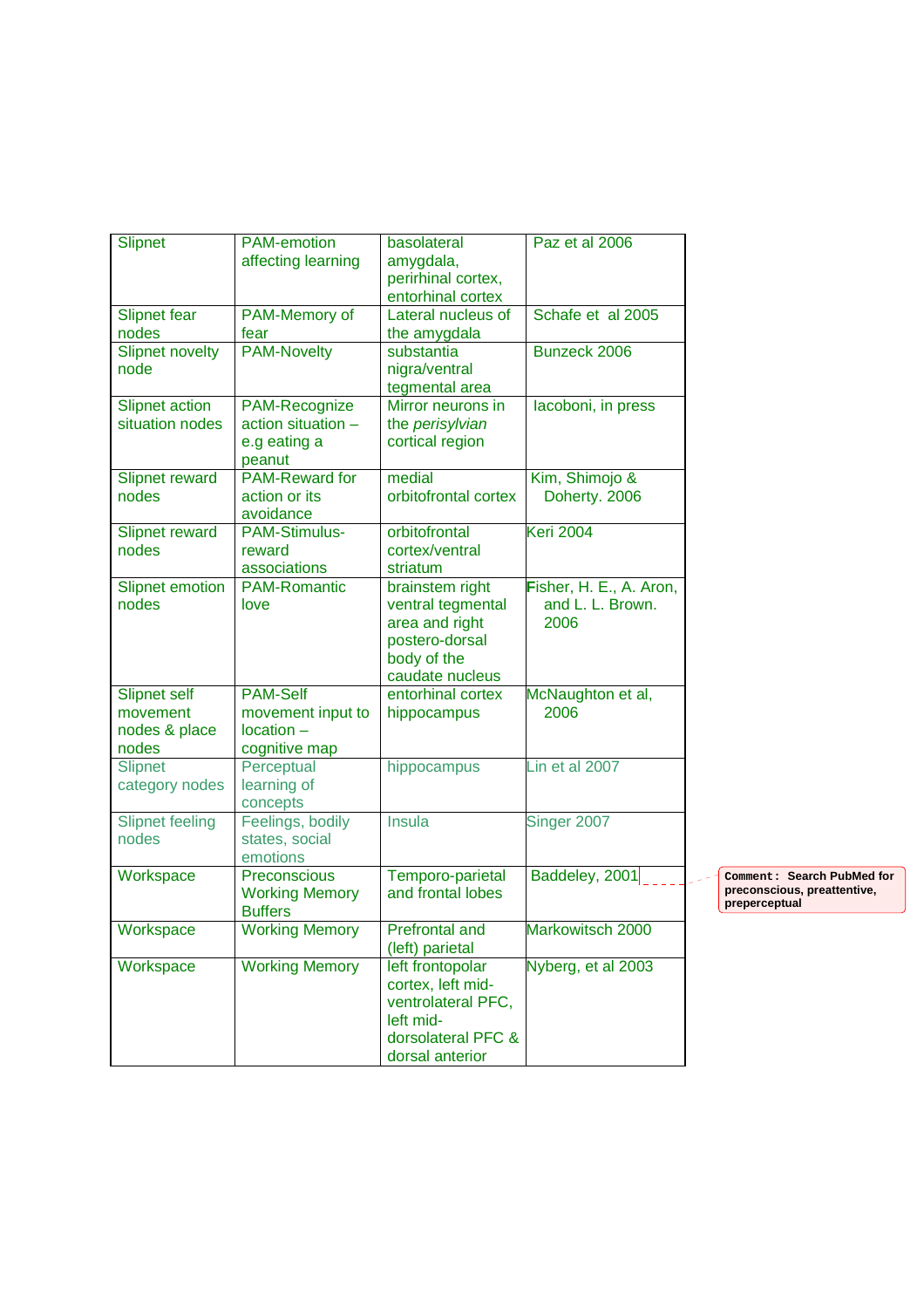| Slipnet | PAM-emotion affecting learning | basolateral amygdala, perirhinal cortex, entorhinal cortex | Paz et al 2006 |
|---|---|---|---|
| Slipnet fear nodes | PAM-Memory of fear | Lateral nucleus of the amygdala | Schafe et al 2005 |
| Slipnet novelty node | PAM-Novelty | substantia nigra/ventral tegmental area | Bunzeck 2006 |
| Slipnet action situation nodes | PAM-Recognize action situation – e.g eating a peanut | Mirror neurons in the *perisylvian* cortical region | Iacoboni, in press |
| Slipnet reward nodes | PAM-Reward for action or its avoidance | medial orbitofrontal cortex | Kim, Shimojo & Doherty. 2006 |
| Slipnet reward nodes | PAM-Stimulus-reward associations | orbitofrontal cortex/ventral striatum | Keri 2004 |
| Slipnet emotion nodes | PAM-Romantic love | brainstem right ventral tegmental area and right postero-dorsal body of the caudate nucleus | Fisher, H. E., A. Aron, and L. L. Brown. 2006 |
| Slipnet self movement nodes & place nodes | PAM-Self movement input to location – cognitive map | entorhinal cortex hippocampus | McNaughton et al, 2006 |
| Slipnet category nodes | Perceptual learning of concepts | hippocampus | Lin et al 2007 |
| Slipnet feeling nodes | Feelings, bodily states, social emotions | Insula | Singer 2007 |
| Workspace | Preconscious Working Memory Buffers | Temporo-parietal and frontal lobes | Baddeley, 2001 |
| Workspace | Working Memory | Prefrontal and (left) parietal | Markowitsch 2000 |
| Workspace | Working Memory | left frontopolar cortex, left mid-ventrolateral PFC, left mid-dorsolateral PFC & dorsal anterior | Nyberg, et al 2003 |

Comment: Search PubMed for preconscious, preattentive, preperceptual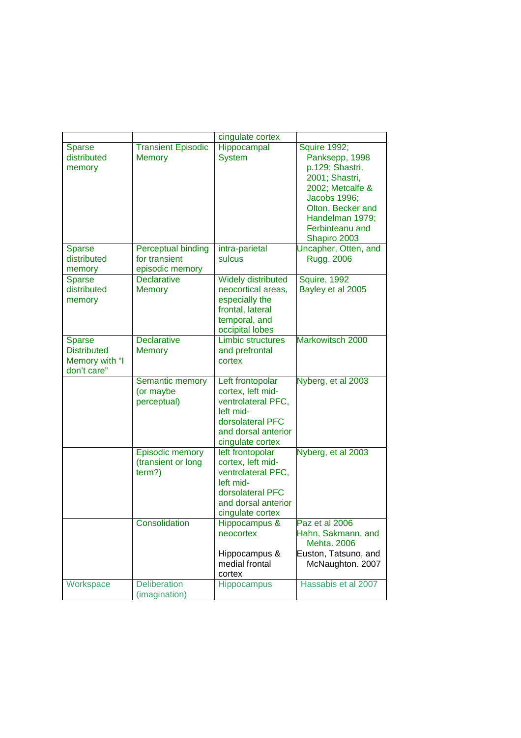| | | cingulate cortex | |
|---|---|---|---|
| Sparse distributed memory | Transient Episodic Memory | Hippocampal System | Squire 1992; Panksepp, 1998 p.129; Shastri, 2001; Shastri, 2002; Metcalfe & Jacobs 1996; Olton, Becker and Handelman 1979; Ferbinteanu and Shapiro 2003 |
| Sparse distributed memory | Perceptual binding for transient episodic memory | intra-parietal sulcus | Uncapher, Otten, and Rugg. 2006 |
| Sparse distributed memory | Declarative Memory | Widely distributed neocortical areas, especially the frontal, lateral temporal, and occipital lobes | Squire, 1992 Bayley et al 2005 |
| Sparse Distributed Memory with "I don't care" | Declarative Memory | Limbic structures and prefrontal cortex | Markowitsch 2000 |
| | Semantic memory (or maybe perceptual) | Left frontopolar cortex, left mid-ventrolateral PFC, left mid-dorsolateral PFC and dorsal anterior cingulate cortex | Nyberg, et al 2003 |
| | Episodic memory (transient or long term?) | left frontopolar cortex, left mid-ventrolateral PFC, left mid-dorsolateral PFC and dorsal anterior cingulate cortex | Nyberg, et al 2003 |
| | Consolidation | Hippocampus & neocortex<br><br>Hippocampus & medial frontal cortex | Paz et al 2006 Hahn, Sakmann, and Mehta. 2006 Euston, Tatsuno, and McNaughton. 2007 |
| Workspace | Deliberation (imagination) | Hippocampus | Hassabis et al 2007 |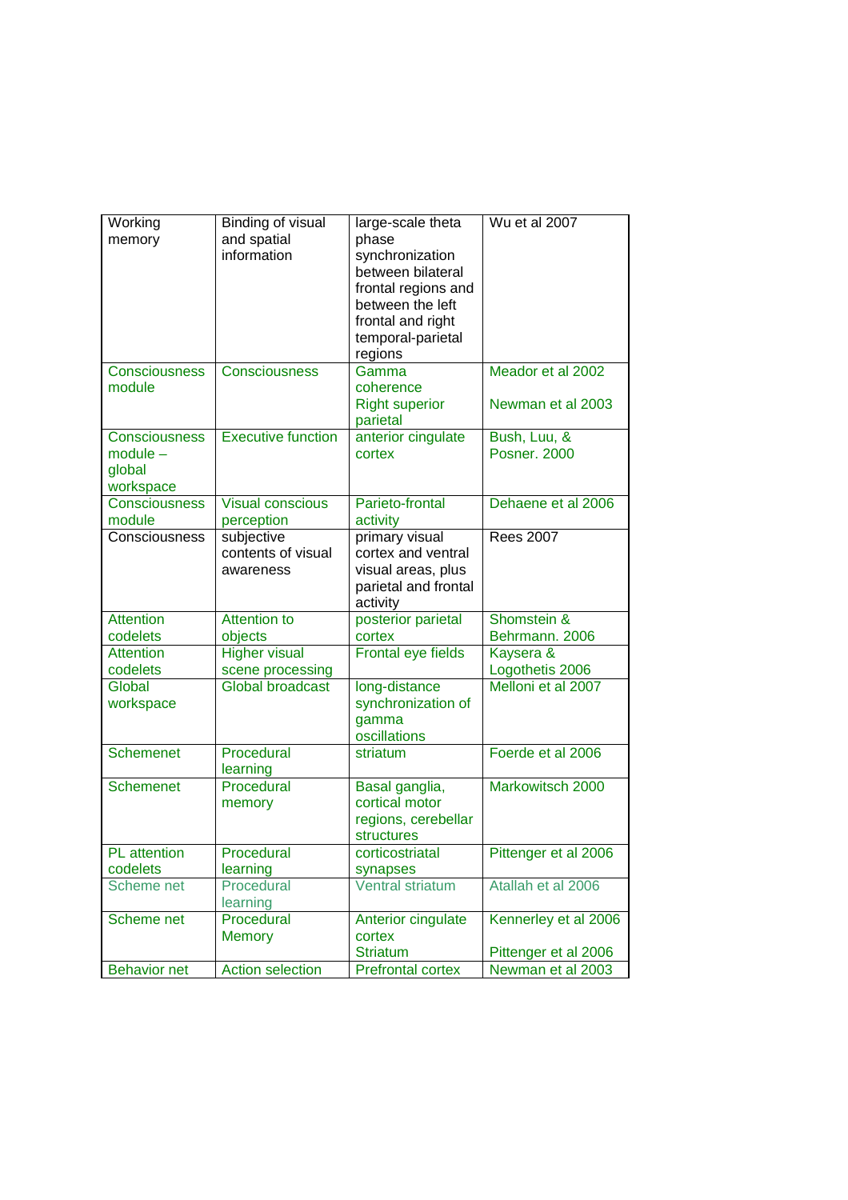| Working memory | Binding of visual and spatial information | large-scale theta phase synchronization between bilateral frontal regions and between the left frontal and right temporal-parietal regions | Wu et al 2007 |
|---|---|---|---|
| Consciousness module | Consciousness | Gamma coherence<br>Right superior parietal | Meador et al 2002<br><br>Newman et al 2003 |
| Consciousness module – global workspace | Executive function | anterior cingulate cortex | Bush, Luu, & Posner. 2000 |
| Consciousness module | Visual conscious perception | Parieto-frontal activity | Dehaene et al 2006 |
| Consciousness | subjective contents of visual awareness | primary visual cortex and ventral visual areas, plus parietal and frontal activity | Rees 2007 |
| Attention codelets | Attention to objects | posterior parietal cortex | Shomstein & Behrmann. 2006 |
| Attention codelets | Higher visual scene processing | Frontal eye fields | Kaysera & Logothetis 2006 |
| Global workspace | Global broadcast | long-distance synchronization of gamma oscillations | Melloni et al 2007 |
| Schemenet | Procedural learning | striatum | Foerde et al 2006 |
| Schemenet | Procedural memory | Basal ganglia, cortical motor regions, cerebellar structures | Markowitsch 2000 |
| PL attention codelets | Procedural learning | corticostriatal synapses | Pittenger et al 2006 |
| Scheme net | Procedural learning | Ventral striatum | Atallah et al 2006 |
| Scheme net | Procedural Memory | Anterior cingulate cortex<br>Striatum | Kennerley et al 2006<br><br>Pittenger et al 2006 |
| Behavior net | Action selection | Prefrontal cortex | Newman et al 2003 |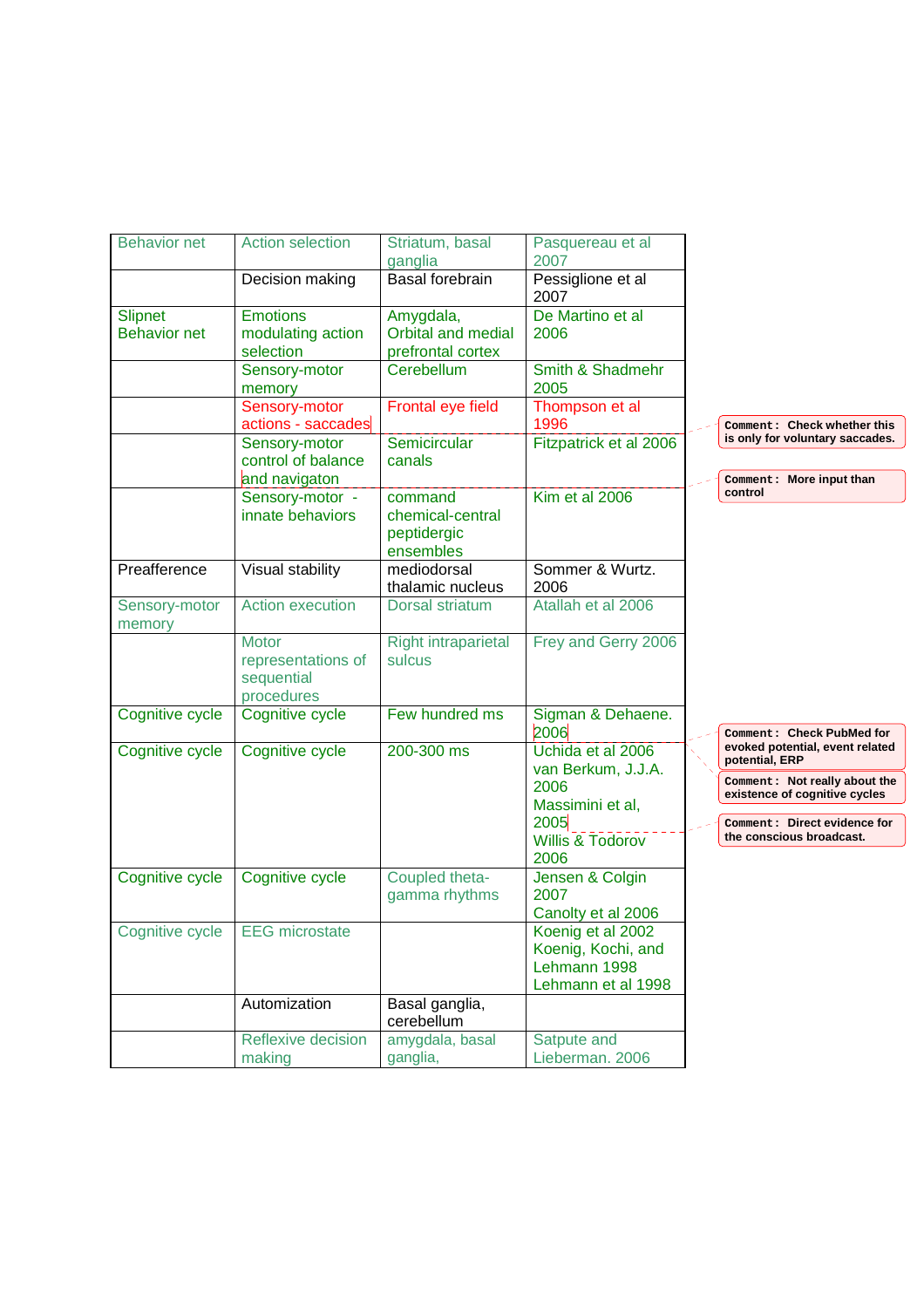| Behavior net | Action selection | Striatum, basal ganglia | Pasquereau et al 2007 |
|---|---|---|---|
| | Decision making | Basal forebrain | Pessiglione et al 2007 |
| Slipnet Behavior net | Emotions modulating action selection | Amygdala, Orbital and medial prefrontal cortex | De Martino et al 2006 |
| | Sensory-motor memory | Cerebellum | Smith & Shadmehr 2005 |
| | Sensory-motor actions - saccades | Frontal eye field | Thompson et al 1996 |
| | Sensory-motor control of balance and navigaton | Semicircular canals | Fitzpatrick et al 2006 |
| | Sensory-motor - innate behaviors | command chemical-central peptidergic ensembles | Kim et al 2006 |
| Preafference | Visual stability | mediodorsal thalamic nucleus | Sommer & Wurtz. 2006 |
| Sensory-motor memory | Action execution | Dorsal striatum | Atallah et al 2006 |
| | Motor representations of sequential procedures | Right intraparietal sulcus | Frey and Gerry 2006 |
| Cognitive cycle | Cognitive cycle | Few hundred ms | Sigman & Dehaene. 2006 |
| Cognitive cycle | Cognitive cycle | 200-300 ms | Uchida et al 2006 van Berkum, J.J.A. 2006 Massimini et al, 2005 Willis & Todorov 2006 |
| Cognitive cycle | Cognitive cycle | Coupled theta-gamma rhythms | Jensen & Colgin 2007 Canolty et al 2006 |
| Cognitive cycle | EEG microstate | | Koenig et al 2002 Koenig, Kochi, and Lehmann 1998 Lehmann et al 1998 |
| | Automization | Basal ganglia, cerebellum | |
| | Reflexive decision making | amygdala, basal ganglia, | Satpute and Lieberman. 2006 |

**Comment :** Check whether this is only for voluntary saccades.

**Comment :** More input than control

**Comment :** Check PubMed for evoked potential, event related potential, ERP

**Comment :** Not really about the existence of cognitive cycles

**Comment :** Direct evidence for the conscious broadcast.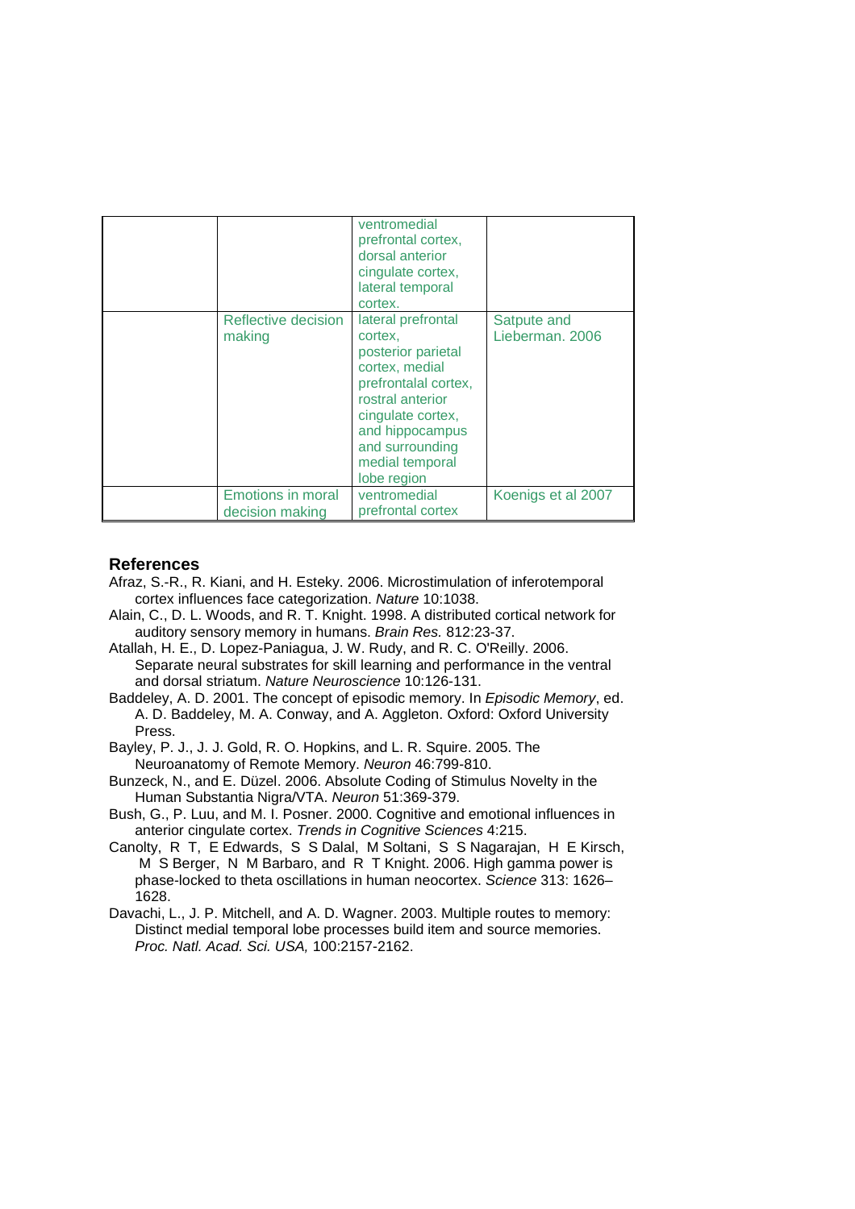| | | | |
|---|---|---|---|
| | | ventromedial prefrontal cortex, dorsal anterior cingulate cortex, lateral temporal cortex. | |
| | Reflective decision making | lateral prefrontal cortex, posterior parietal cortex, medial prefrontalal cortex, rostral anterior cingulate cortex, and hippocampus and surrounding medial temporal lobe region | Satpute and Lieberman. 2006 |
| | Emotions in moral decision making | ventromedial prefrontal cortex | Koenigs et al 2007 |

## References

Afraz, S.-R., R. Kiani, and H. Esteky. 2006. Microstimulation of inferotemporal cortex influences face categorization. *Nature* 10:1038.

Alain, C., D. L. Woods, and R. T. Knight. 1998. A distributed cortical network for auditory sensory memory in humans. *Brain Res.* 812:23-37.

Atallah, H. E., D. Lopez-Paniagua, J. W. Rudy, and R. C. O'Reilly. 2006. Separate neural substrates for skill learning and performance in the ventral and dorsal striatum. *Nature Neuroscience* 10:126-131.

Baddeley, A. D. 2001. The concept of episodic memory. In *Episodic Memory*, ed. A. D. Baddeley, M. A. Conway, and A. Aggleton. Oxford: Oxford University Press.

Bayley, P. J., J. J. Gold, R. O. Hopkins, and L. R. Squire. 2005. The Neuroanatomy of Remote Memory. *Neuron* 46:799-810.

Bunzeck, N., and E. Düzel. 2006. Absolute Coding of Stimulus Novelty in the Human Substantia Nigra/VTA. *Neuron* 51:369-379.

Bush, G., P. Luu, and M. I. Posner. 2000. Cognitive and emotional influences in anterior cingulate cortex. *Trends in Cognitive Sciences* 4:215.

Canolty, R T, E Edwards, S S Dalal, M Soltani, S S Nagarajan, H E Kirsch, M S Berger, N M Barbaro, and R T Knight. 2006. High gamma power is phase-locked to theta oscillations in human neocortex. *Science* 313: 1626–1628.

Davachi, L., J. P. Mitchell, and A. D. Wagner. 2003. Multiple routes to memory: Distinct medial temporal lobe processes build item and source memories. *Proc. Natl. Acad. Sci. USA,* 100:2157-2162.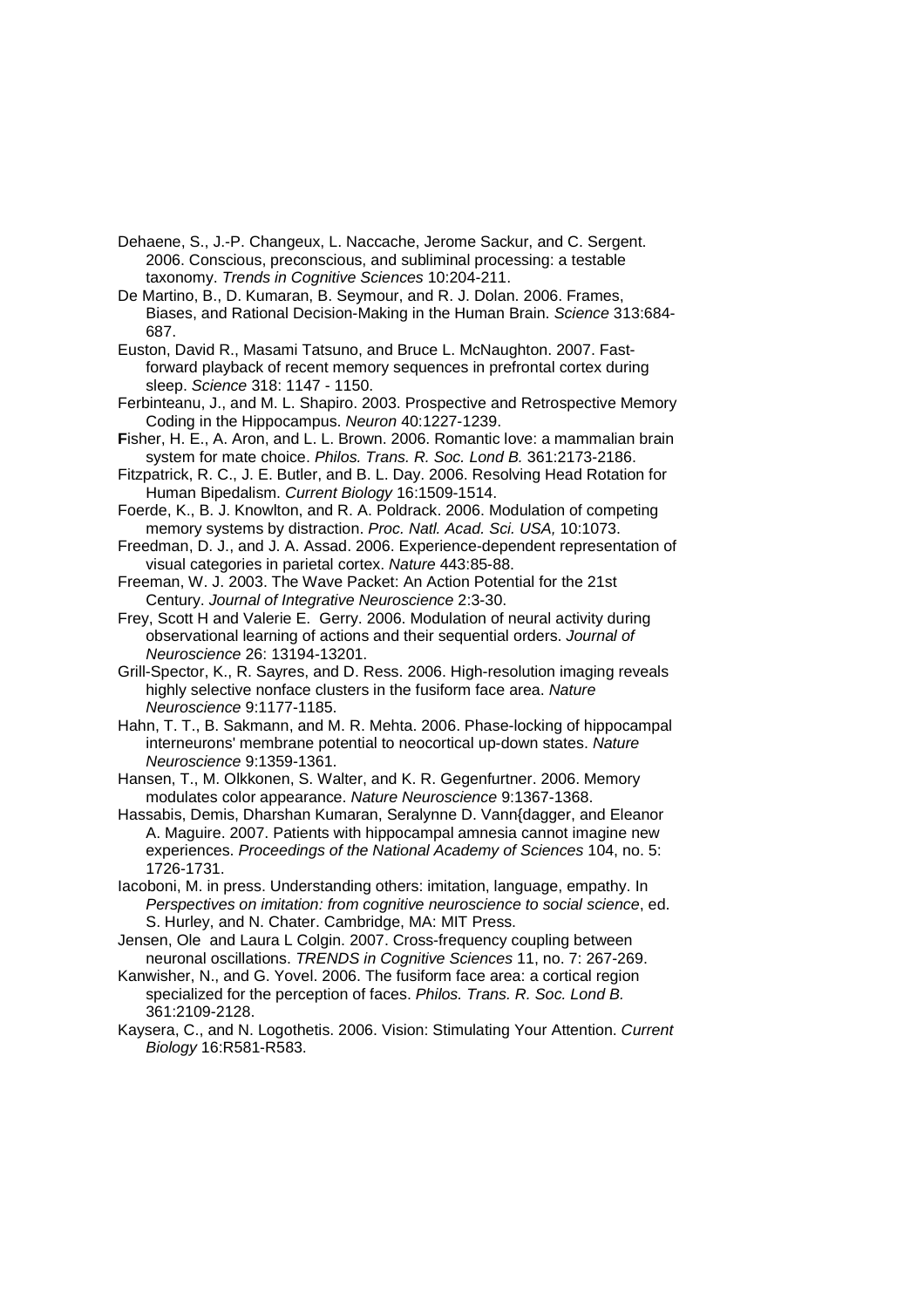Dehaene, S., J.-P. Changeux, L. Naccache, Jerome Sackur, and C. Sergent. 2006. Conscious, preconscious, and subliminal processing: a testable taxonomy. *Trends in Cognitive Sciences* 10:204-211.

De Martino, B., D. Kumaran, B. Seymour, and R. J. Dolan. 2006. Frames, Biases, and Rational Decision-Making in the Human Brain. *Science* 313:684-687.

Euston, David R., Masami Tatsuno, and Bruce L. McNaughton. 2007. Fast-forward playback of recent memory sequences in prefrontal cortex during sleep. *Science* 318: 1147 - 1150.

Ferbinteanu, J., and M. L. Shapiro. 2003. Prospective and Retrospective Memory Coding in the Hippocampus. *Neuron* 40:1227-1239.

**F**isher, H. E., A. Aron, and L. L. Brown. 2006. Romantic love: a mammalian brain system for mate choice. *Philos. Trans. R. Soc. Lond B.* 361:2173-2186.

Fitzpatrick, R. C., J. E. Butler, and B. L. Day. 2006. Resolving Head Rotation for Human Bipedalism. *Current Biology* 16:1509-1514.

Foerde, K., B. J. Knowlton, and R. A. Poldrack. 2006. Modulation of competing memory systems by distraction. *Proc. Natl. Acad. Sci. USA,* 10:1073.

Freedman, D. J., and J. A. Assad. 2006. Experience-dependent representation of visual categories in parietal cortex. *Nature* 443:85-88.

Freeman, W. J. 2003. The Wave Packet: An Action Potential for the 21st Century. *Journal of Integrative Neuroscience* 2:3-30.

Frey, Scott H and Valerie E. Gerry. 2006. Modulation of neural activity during observational learning of actions and their sequential orders. *Journal of Neuroscience* 26: 13194-13201.

Grill-Spector, K., R. Sayres, and D. Ress. 2006. High-resolution imaging reveals highly selective nonface clusters in the fusiform face area. *Nature Neuroscience* 9:1177-1185.

Hahn, T. T., B. Sakmann, and M. R. Mehta. 2006. Phase-locking of hippocampal interneurons' membrane potential to neocortical up-down states. *Nature Neuroscience* 9:1359-1361.

Hansen, T., M. Olkkonen, S. Walter, and K. R. Gegenfurtner. 2006. Memory modulates color appearance. *Nature Neuroscience* 9:1367-1368.

Hassabis, Demis, Dharshan Kumaran, Seralynne D. Vann{dagger, and Eleanor A. Maguire. 2007. Patients with hippocampal amnesia cannot imagine new experiences. *Proceedings of the National Academy of Sciences* 104, no. 5: 1726-1731.

Iacoboni, M. in press. Understanding others: imitation, language, empathy. In *Perspectives on imitation: from cognitive neuroscience to social science*, ed. S. Hurley, and N. Chater. Cambridge, MA: MIT Press.

Jensen, Ole and Laura L Colgin. 2007. Cross-frequency coupling between neuronal oscillations. *TRENDS in Cognitive Sciences* 11, no. 7: 267-269.

Kanwisher, N., and G. Yovel. 2006. The fusiform face area: a cortical region specialized for the perception of faces. *Philos. Trans. R. Soc. Lond B.* 361:2109-2128.

Kaysera, C., and N. Logothetis. 2006. Vision: Stimulating Your Attention. *Current Biology* 16:R581-R583.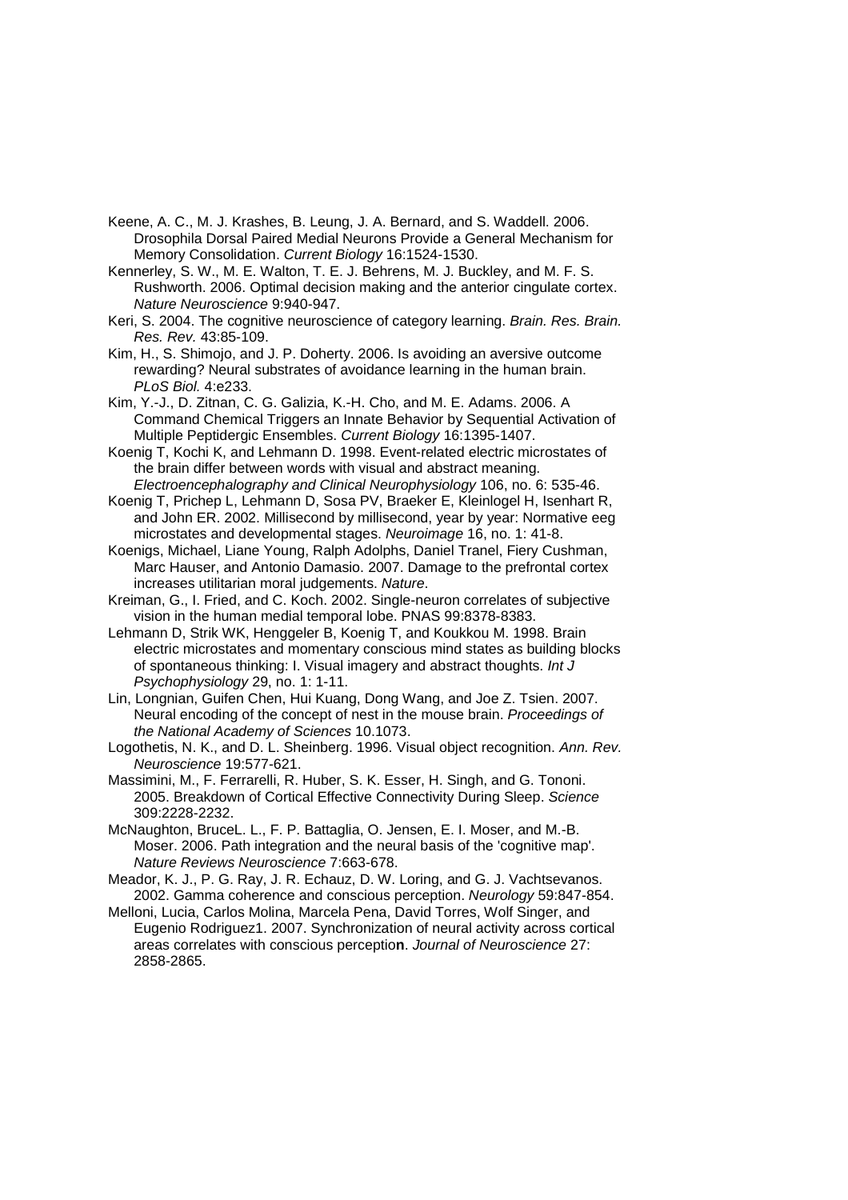Keene, A. C., M. J. Krashes, B. Leung, J. A. Bernard, and S. Waddell. 2006. Drosophila Dorsal Paired Medial Neurons Provide a General Mechanism for Memory Consolidation. *Current Biology* 16:1524-1530.

Kennerley, S. W., M. E. Walton, T. E. J. Behrens, M. J. Buckley, and M. F. S. Rushworth. 2006. Optimal decision making and the anterior cingulate cortex. *Nature Neuroscience* 9:940-947.

Keri, S. 2004. The cognitive neuroscience of category learning. *Brain. Res. Brain. Res. Rev.* 43:85-109.

Kim, H., S. Shimojo, and J. P. Doherty. 2006. Is avoiding an aversive outcome rewarding? Neural substrates of avoidance learning in the human brain. *PLoS Biol.* 4:e233.

Kim, Y.-J., D. Zitnan, C. G. Galizia, K.-H. Cho, and M. E. Adams. 2006. A Command Chemical Triggers an Innate Behavior by Sequential Activation of Multiple Peptidergic Ensembles. *Current Biology* 16:1395-1407.

Koenig T, Kochi K, and Lehmann D. 1998. Event-related electric microstates of the brain differ between words with visual and abstract meaning. *Electroencephalography and Clinical Neurophysiology* 106, no. 6: 535-46.

Koenig T, Prichep L, Lehmann D, Sosa PV, Braeker E, Kleinlogel H, Isenhart R, and John ER. 2002. Millisecond by millisecond, year by year: Normative eeg microstates and developmental stages. *Neuroimage* 16, no. 1: 41-8.

Koenigs, Michael, Liane Young, Ralph Adolphs, Daniel Tranel, Fiery Cushman, Marc Hauser, and Antonio Damasio. 2007. Damage to the prefrontal cortex increases utilitarian moral judgements. *Nature*.

Kreiman, G., I. Fried, and C. Koch. 2002. Single-neuron correlates of subjective vision in the human medial temporal lobe. PNAS 99:8378-8383.

Lehmann D, Strik WK, Henggeler B, Koenig T, and Koukkou M. 1998. Brain electric microstates and momentary conscious mind states as building blocks of spontaneous thinking: I. Visual imagery and abstract thoughts. *Int J Psychophysiology* 29, no. 1: 1-11.

Lin, Longnian, Guifen Chen, Hui Kuang, Dong Wang, and Joe Z. Tsien. 2007. Neural encoding of the concept of nest in the mouse brain. *Proceedings of the National Academy of Sciences* 10.1073.

Logothetis, N. K., and D. L. Sheinberg. 1996. Visual object recognition. *Ann. Rev. Neuroscience* 19:577-621.

Massimini, M., F. Ferrarelli, R. Huber, S. K. Esser, H. Singh, and G. Tononi. 2005. Breakdown of Cortical Effective Connectivity During Sleep. *Science* 309:2228-2232.

McNaughton, BruceL. L., F. P. Battaglia, O. Jensen, E. I. Moser, and M.-B. Moser. 2006. Path integration and the neural basis of the 'cognitive map'. *Nature Reviews Neuroscience* 7:663-678.

Meador, K. J., P. G. Ray, J. R. Echauz, D. W. Loring, and G. J. Vachtsevanos. 2002. Gamma coherence and conscious perception. *Neurology* 59:847-854.

Melloni, Lucia, Carlos Molina, Marcela Pena, David Torres, Wolf Singer, and Eugenio Rodriguez1. 2007. Synchronization of neural activity across cortical areas correlates with conscious perceptio**n**. *Journal of Neuroscience* 27: 2858-2865.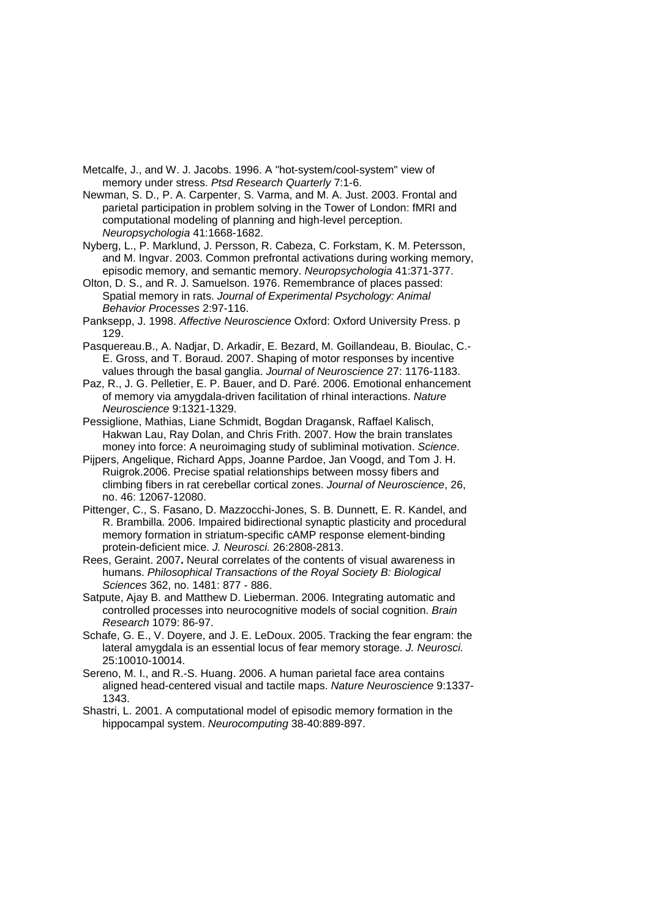Metcalfe, J., and W. J. Jacobs. 1996. A "hot-system/cool-system" view of memory under stress. *Ptsd Research Quarterly* 7:1-6.

Newman, S. D., P. A. Carpenter, S. Varma, and M. A. Just. 2003. Frontal and parietal participation in problem solving in the Tower of London: fMRI and computational modeling of planning and high-level perception. *Neuropsychologia* 41:1668-1682.

Nyberg, L., P. Marklund, J. Persson, R. Cabeza, C. Forkstam, K. M. Petersson, and M. Ingvar. 2003. Common prefrontal activations during working memory, episodic memory, and semantic memory. *Neuropsychologia* 41:371-377.

Olton, D. S., and R. J. Samuelson. 1976. Remembrance of places passed: Spatial memory in rats. *Journal of Experimental Psychology: Animal Behavior Processes* 2:97-116.

Panksepp, J. 1998. *Affective Neuroscience* Oxford: Oxford University Press. p 129.

Pasquereau.B., A. Nadjar, D. Arkadir, E. Bezard, M. Goillandeau, B. Bioulac, C.-E. Gross, and T. Boraud. 2007. Shaping of motor responses by incentive values through the basal ganglia. *Journal of Neuroscience* 27: 1176-1183.

Paz, R., J. G. Pelletier, E. P. Bauer, and D. Paré. 2006. Emotional enhancement of memory via amygdala-driven facilitation of rhinal interactions. *Nature Neuroscience* 9:1321-1329.

Pessiglione, Mathias, Liane Schmidt, Bogdan Dragansk, Raffael Kalisch, Hakwan Lau, Ray Dolan, and Chris Frith. 2007. How the brain translates money into force: A neuroimaging study of subliminal motivation. *Science*.

Pijpers, Angelique, Richard Apps, Joanne Pardoe, Jan Voogd, and Tom J. H. Ruigrok.2006. Precise spatial relationships between mossy fibers and climbing fibers in rat cerebellar cortical zones. *Journal of Neuroscience*, 26, no. 46: 12067-12080.

Pittenger, C., S. Fasano, D. Mazzocchi-Jones, S. B. Dunnett, E. R. Kandel, and R. Brambilla. 2006. Impaired bidirectional synaptic plasticity and procedural memory formation in striatum-specific cAMP response element-binding protein-deficient mice. *J. Neurosci.* 26:2808-2813.

Rees, Geraint. 2007**.** Neural correlates of the contents of visual awareness in humans. *Philosophical Transactions of the Royal Society B: Biological Sciences* 362, no. 1481: 877 - 886.

Satpute, Ajay B. and Matthew D. Lieberman. 2006. Integrating automatic and controlled processes into neurocognitive models of social cognition. *Brain Research* 1079: 86-97.

Schafe, G. E., V. Doyere, and J. E. LeDoux. 2005. Tracking the fear engram: the lateral amygdala is an essential locus of fear memory storage. *J. Neurosci.* 25:10010-10014.

Sereno, M. I., and R.-S. Huang. 2006. A human parietal face area contains aligned head-centered visual and tactile maps. *Nature Neuroscience* 9:1337-1343.

Shastri, L. 2001. A computational model of episodic memory formation in the hippocampal system. *Neurocomputing* 38-40:889-897.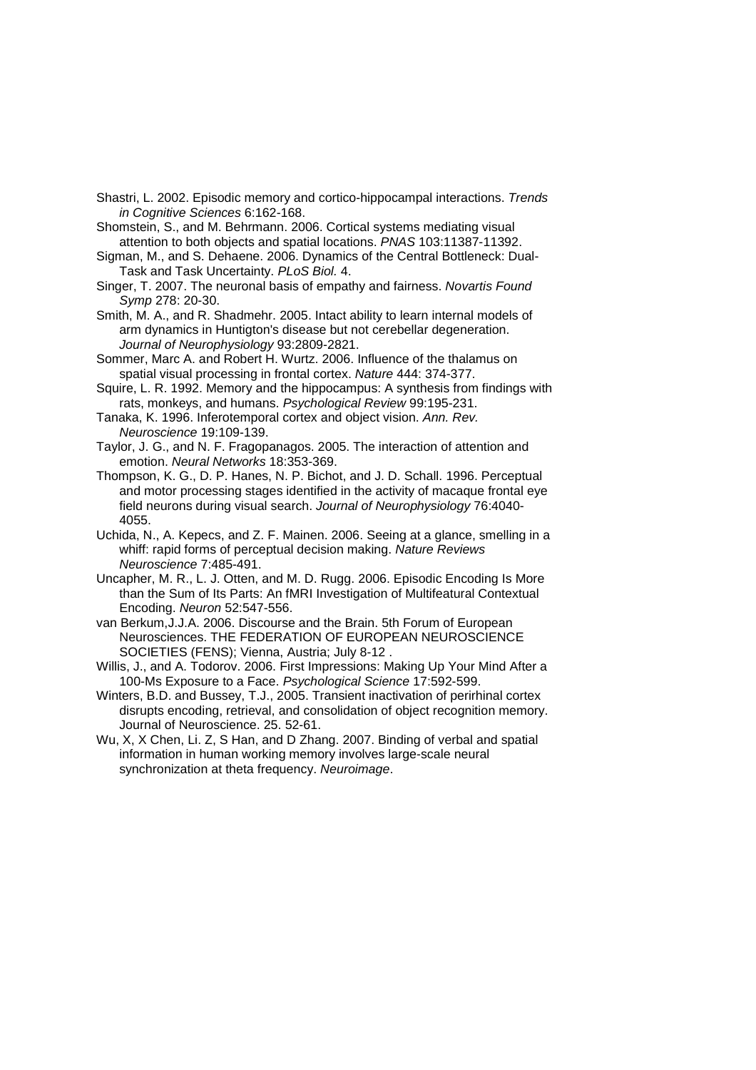Shastri, L. 2002. Episodic memory and cortico-hippocampal interactions. *Trends in Cognitive Sciences* 6:162-168.

Shomstein, S., and M. Behrmann. 2006. Cortical systems mediating visual attention to both objects and spatial locations. *PNAS* 103:11387-11392.

Sigman, M., and S. Dehaene. 2006. Dynamics of the Central Bottleneck: Dual-Task and Task Uncertainty. *PLoS Biol.* 4.

Singer, T. 2007. The neuronal basis of empathy and fairness. *Novartis Found Symp* 278: 20-30.

Smith, M. A., and R. Shadmehr. 2005. Intact ability to learn internal models of arm dynamics in Huntigton's disease but not cerebellar degeneration. *Journal of Neurophysiology* 93:2809-2821.

Sommer, Marc A. and Robert H. Wurtz. 2006. Influence of the thalamus on spatial visual processing in frontal cortex. *Nature* 444: 374-377.

Squire, L. R. 1992. Memory and the hippocampus: A synthesis from findings with rats, monkeys, and humans. *Psychological Review* 99:195-231.

Tanaka, K. 1996. Inferotemporal cortex and object vision. *Ann. Rev. Neuroscience* 19:109-139.

Taylor, J. G., and N. F. Fragopanagos. 2005. The interaction of attention and emotion. *Neural Networks* 18:353-369.

Thompson, K. G., D. P. Hanes, N. P. Bichot, and J. D. Schall. 1996. Perceptual and motor processing stages identified in the activity of macaque frontal eye field neurons during visual search. *Journal of Neurophysiology* 76:4040-4055.

Uchida, N., A. Kepecs, and Z. F. Mainen. 2006. Seeing at a glance, smelling in a whiff: rapid forms of perceptual decision making. *Nature Reviews Neuroscience* 7:485-491.

Uncapher, M. R., L. J. Otten, and M. D. Rugg. 2006. Episodic Encoding Is More than the Sum of Its Parts: An fMRI Investigation of Multifeatural Contextual Encoding. *Neuron* 52:547-556.

van Berkum,J.J.A. 2006. Discourse and the Brain. 5th Forum of European Neurosciences. THE FEDERATION OF EUROPEAN NEUROSCIENCE SOCIETIES (FENS); Vienna, Austria; July 8-12 .

Willis, J., and A. Todorov. 2006. First Impressions: Making Up Your Mind After a 100-Ms Exposure to a Face. *Psychological Science* 17:592-599.

Winters, B.D. and Bussey, T.J., 2005. Transient inactivation of perirhinal cortex disrupts encoding, retrieval, and consolidation of object recognition memory. Journal of Neuroscience. 25. 52-61.

Wu, X, X Chen, Li. Z, S Han, and D Zhang. 2007. Binding of verbal and spatial information in human working memory involves large-scale neural synchronization at theta frequency. *Neuroimage*.